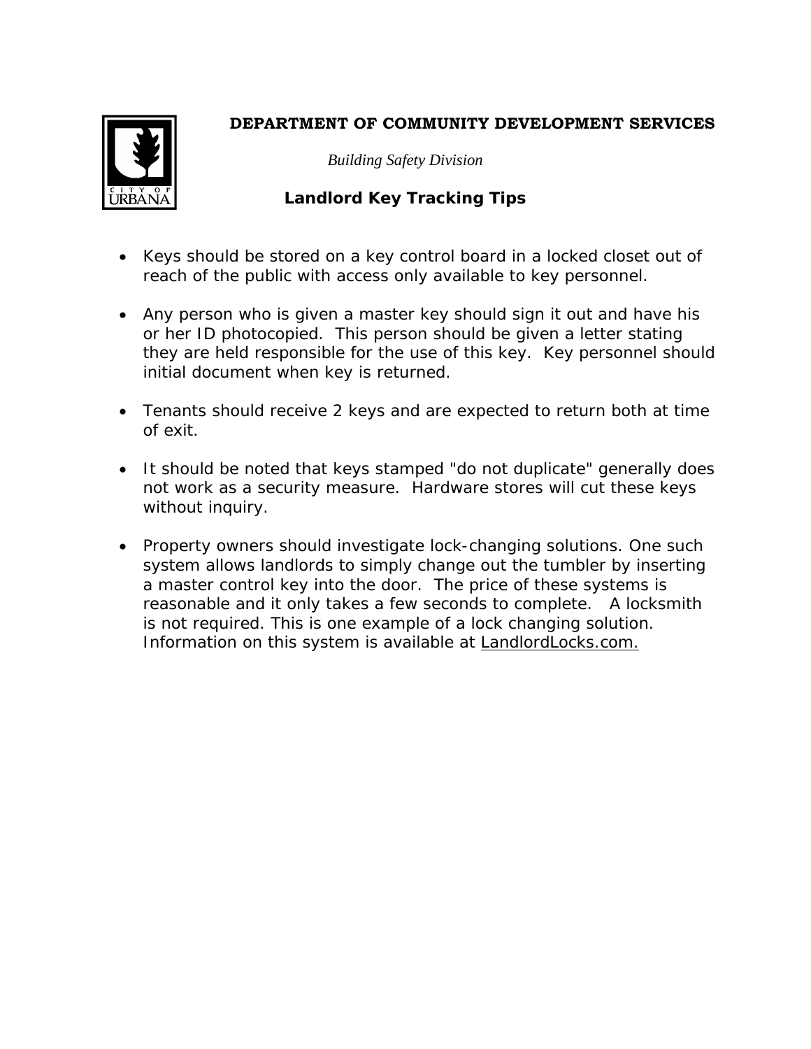**DEPARTMENT OF COMMUNITY DEVELOPMENT SERVICES**

*Building Safety Division*

## Landlord Key Tracking Tips

- Keys should be stored on a key control board in a locked closet out of reach of the public with access only available to key personnel.
- Any person who is given a master key should sign it out and have his or her ID photocopied. This person should be given a letter stating they are held responsible for the use of this key. Key personnel should initial document when key is returned.
- Tenants should receive 2 keys and are expected to return both at time of exit.
- It should be noted that keys stamped "do not duplicate" generally does not work as a security measure. Hardware stores will cut these keys without inquiry.
- Property owners should investigate lock-changing solutions. One such system allows landlords to simply change out the tumbler by inserting a master control key into the door. The price of these systems is reasonable and it only takes a few seconds to complete. A locksmith is not required. This is one example of a lock changing solution. Information on this system is available at LandlordLocks.com.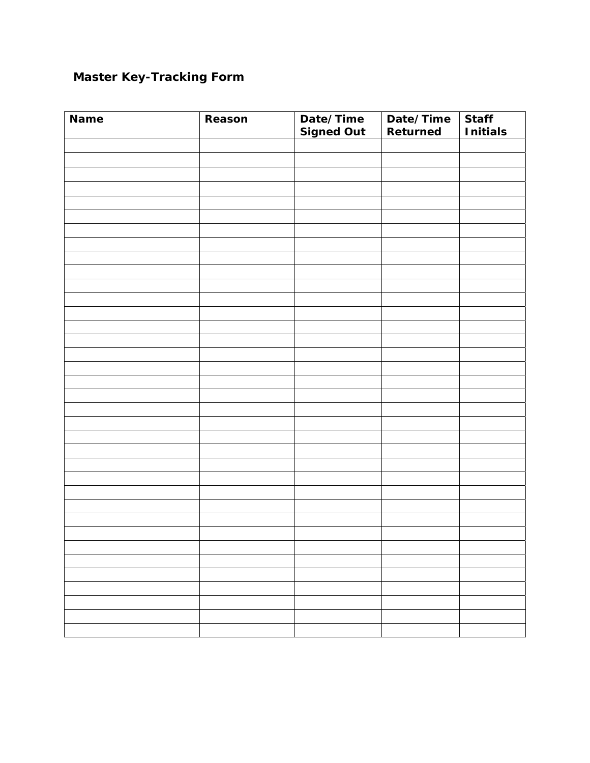## Master Key-Tracking Form

| Name | Reason | Date/Time Signed Out | Date/Time Returned | Staff Initials |
|---|---|---|---|---|
| | | | | |
| | | | | |
| | | | | |
| | | | | |
| | | | | |
| | | | | |
| | | | | |
| | | | | |
| | | | | |
| | | | | |
| | | | | |
| | | | | |
| | | | | |
| | | | | |
| | | | | |
| | | | | |
| | | | | |
| | | | | |
| | | | | |
| | | | | |
| | | | | |
| | | | | |
| | | | | |
| | | | | |
| | | | | |
| | | | | |
| | | | | |
| | | | | |
| | | | | |
| | | | | |
| | | | | |
| | | | | |
| | | | | |
| | | | | |
| | | | | |
| | | | | |